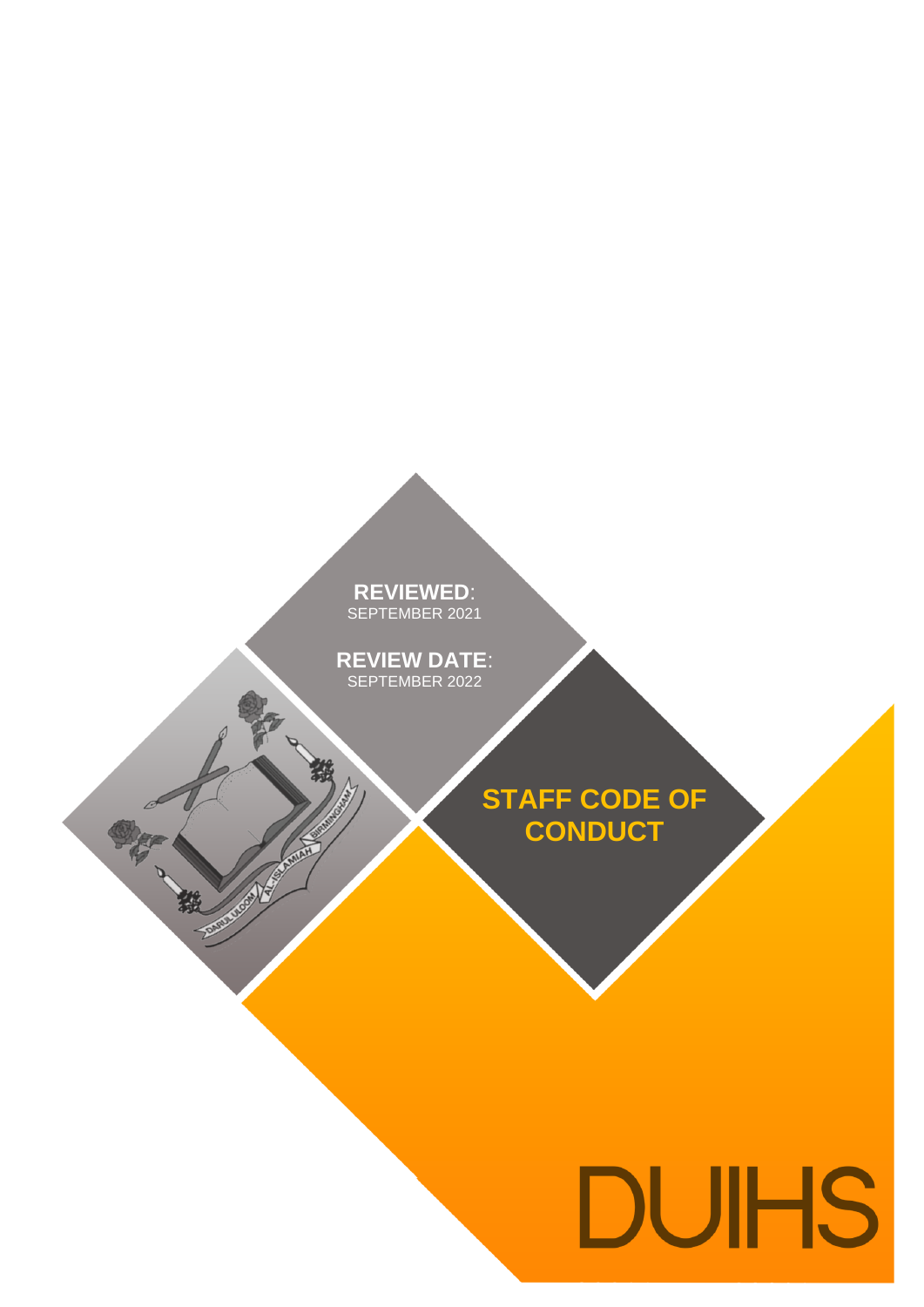**REVIEWED**: SEPTEMBER 2021

**REVIEW DATE**: SEPTEMBER 2022

# STAFF CODE OF CONDUCT

DUIHS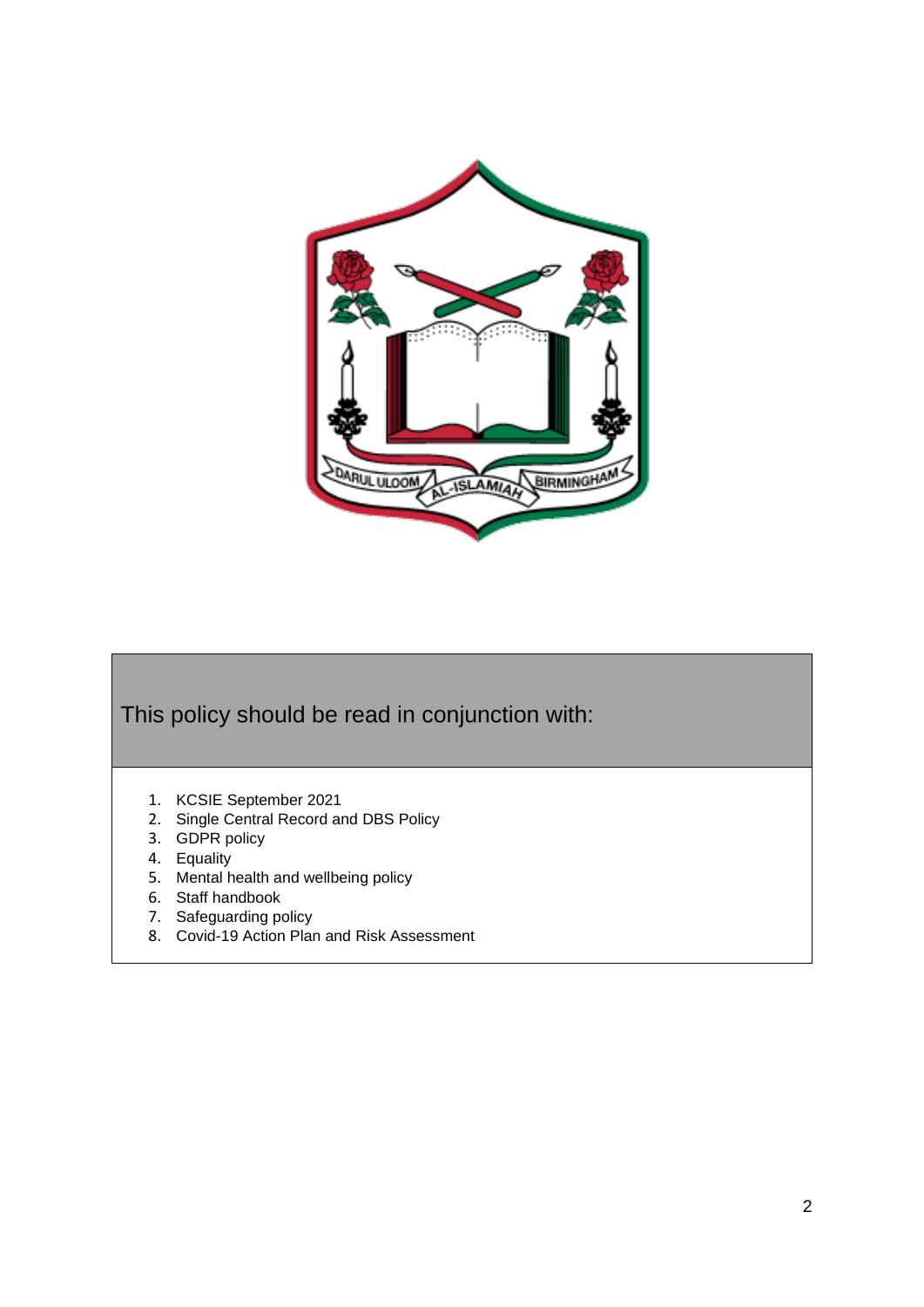This policy should be read in conjunction with:

1. KCSIE September 2021
2. Single Central Record and DBS Policy
3. GDPR policy
4. Equality
5. Mental health and wellbeing policy
6. Staff handbook
7. Safeguarding policy
8. Covid-19 Action Plan and Risk Assessment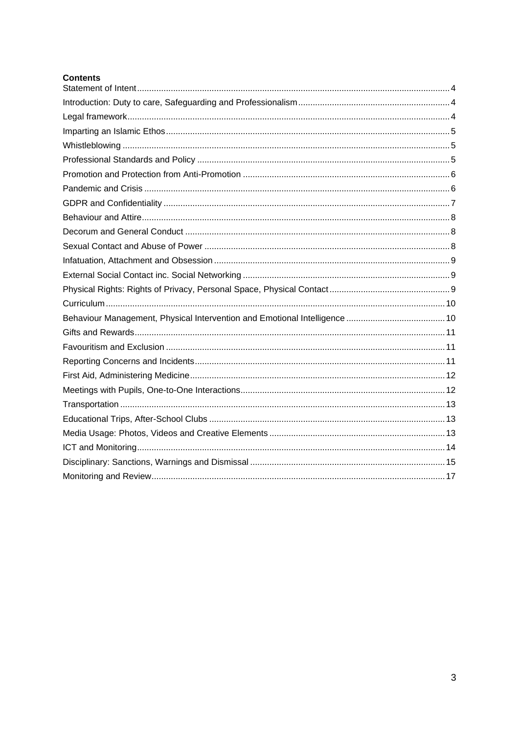**Contents**

Statement of Intent ........ 4
Introduction: Duty to care, Safeguarding and Professionalism ........ 4
Legal framework ........ 4
Imparting an Islamic Ethos ........ 5
Whistleblowing ........ 5
Professional Standards and Policy ........ 5
Promotion and Protection from Anti-Promotion ........ 6
Pandemic and Crisis ........ 6
GDPR and Confidentiality ........ 7
Behaviour and Attire ........ 8
Decorum and General Conduct ........ 8
Sexual Contact and Abuse of Power ........ 8
Infatuation, Attachment and Obsession ........ 9
External Social Contact inc. Social Networking ........ 9
Physical Rights: Rights of Privacy, Personal Space, Physical Contact ........ 9
Curriculum ........ 10
Behaviour Management, Physical Intervention and Emotional Intelligence ........ 10
Gifts and Rewards ........ 11
Favouritism and Exclusion ........ 11
Reporting Concerns and Incidents ........ 11
First Aid, Administering Medicine ........ 12
Meetings with Pupils, One-to-One Interactions ........ 12
Transportation ........ 13
Educational Trips, After-School Clubs ........ 13
Media Usage: Photos, Videos and Creative Elements ........ 13
ICT and Monitoring ........ 14
Disciplinary: Sanctions, Warnings and Dismissal ........ 15
Monitoring and Review ........ 17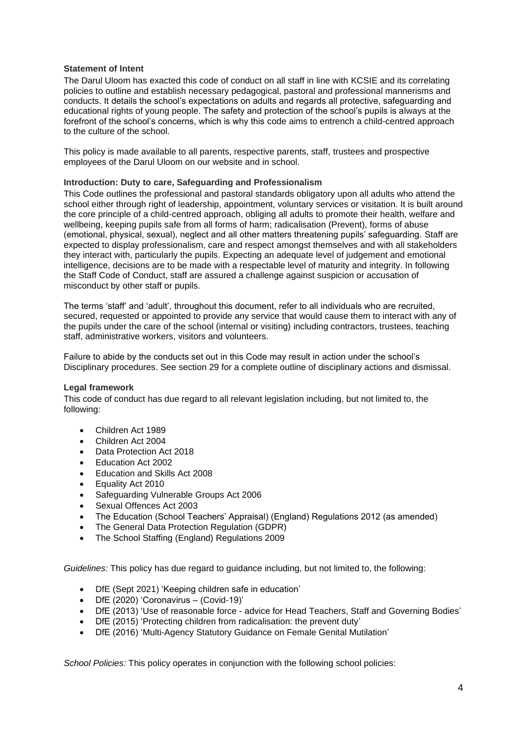**Statement of Intent**

The Darul Uloom has exacted this code of conduct on all staff in line with KCSIE and its correlating policies to outline and establish necessary pedagogical, pastoral and professional mannerisms and conducts. It details the school's expectations on adults and regards all protective, safeguarding and educational rights of young people. The safety and protection of the school's pupils is always at the forefront of the school's concerns, which is why this code aims to entrench a child-centred approach to the culture of the school.

This policy is made available to all parents, respective parents, staff, trustees and prospective employees of the Darul Uloom on our website and in school.

**Introduction: Duty to care, Safeguarding and Professionalism**

This Code outlines the professional and pastoral standards obligatory upon all adults who attend the school either through right of leadership, appointment, voluntary services or visitation. It is built around the core principle of a child-centred approach, obliging all adults to promote their health, welfare and wellbeing, keeping pupils safe from all forms of harm; radicalisation (Prevent), forms of abuse (emotional, physical, sexual), neglect and all other matters threatening pupils' safeguarding. Staff are expected to display professionalism, care and respect amongst themselves and with all stakeholders they interact with, particularly the pupils. Expecting an adequate level of judgement and emotional intelligence, decisions are to be made with a respectable level of maturity and integrity. In following the Staff Code of Conduct, staff are assured a challenge against suspicion or accusation of misconduct by other staff or pupils.

The terms 'staff' and 'adult', throughout this document, refer to all individuals who are recruited, secured, requested or appointed to provide any service that would cause them to interact with any of the pupils under the care of the school (internal or visiting) including contractors, trustees, teaching staff, administrative workers, visitors and volunteers.

Failure to abide by the conducts set out in this Code may result in action under the school's Disciplinary procedures. See section 29 for a complete outline of disciplinary actions and dismissal.

**Legal framework**

This code of conduct has due regard to all relevant legislation including, but not limited to, the following:

- Children Act 1989
- Children Act 2004
- Data Protection Act 2018
- Education Act 2002
- Education and Skills Act 2008
- Equality Act 2010
- Safeguarding Vulnerable Groups Act 2006
- Sexual Offences Act 2003
- The Education (School Teachers' Appraisal) (England) Regulations 2012 (as amended)
- The General Data Protection Regulation (GDPR)
- The School Staffing (England) Regulations 2009

*Guidelines:* This policy has due regard to guidance including, but not limited to, the following:

- DfE (Sept 2021) 'Keeping children safe in education'
- DfE (2020) 'Coronavirus – (Covid-19)'
- DfE (2013) 'Use of reasonable force - advice for Head Teachers, Staff and Governing Bodies'
- DfE (2015) 'Protecting children from radicalisation: the prevent duty'
- DfE (2016) 'Multi-Agency Statutory Guidance on Female Genital Mutilation'

*School Policies:* This policy operates in conjunction with the following school policies: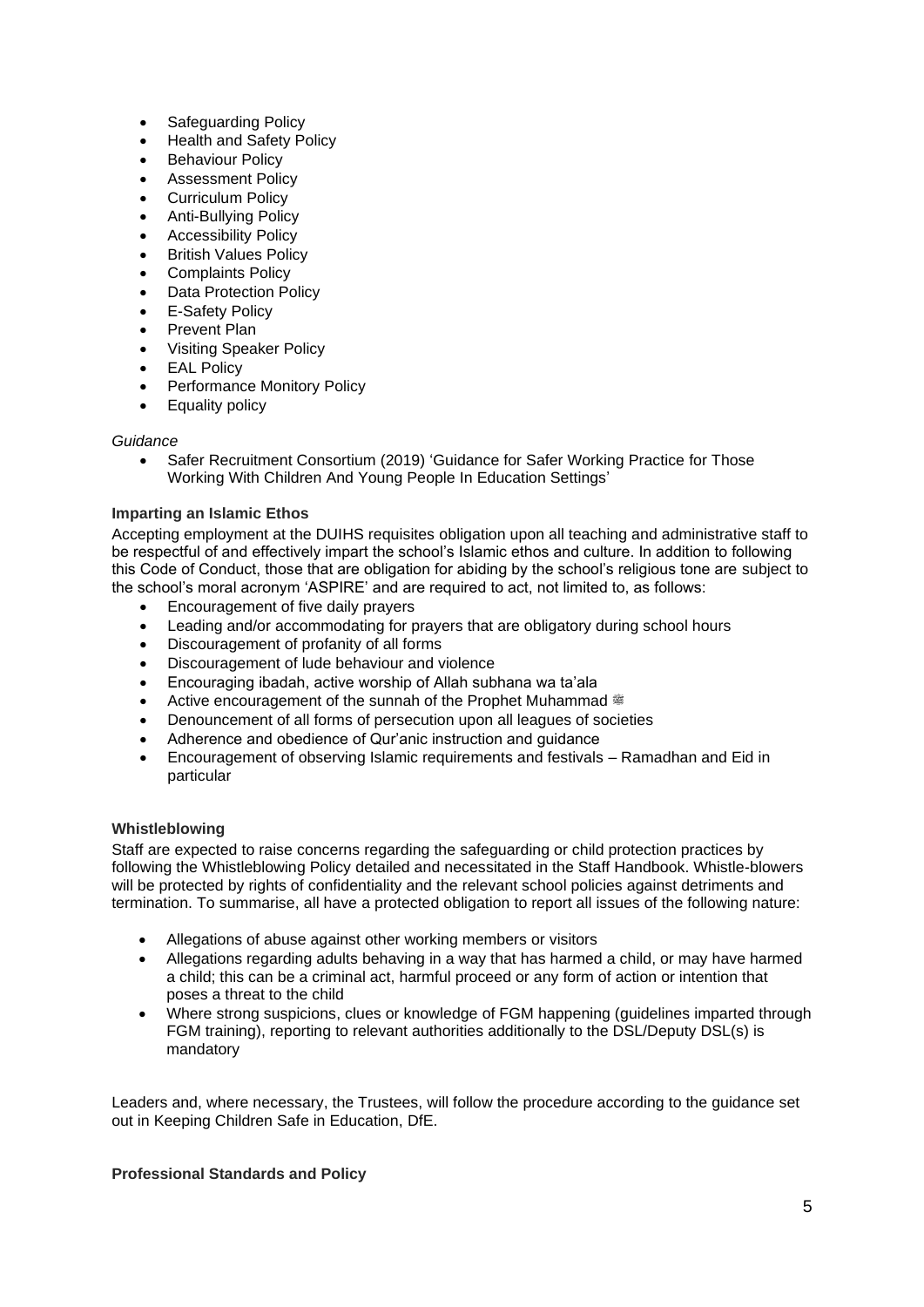- Safeguarding Policy
- Health and Safety Policy
- Behaviour Policy
- Assessment Policy
- Curriculum Policy
- Anti-Bullying Policy
- Accessibility Policy
- British Values Policy
- Complaints Policy
- Data Protection Policy
- E-Safety Policy
- Prevent Plan
- Visiting Speaker Policy
- EAL Policy
- Performance Monitory Policy
- Equality policy

*Guidance*

- Safer Recruitment Consortium (2019) 'Guidance for Safer Working Practice for Those Working With Children And Young People In Education Settings'

**Imparting an Islamic Ethos**

Accepting employment at the DUIHS requisites obligation upon all teaching and administrative staff to be respectful of and effectively impart the school's Islamic ethos and culture. In addition to following this Code of Conduct, those that are obligation for abiding by the school's religious tone are subject to the school's moral acronym 'ASPIRE' and are required to act, not limited to, as follows:

- Encouragement of five daily prayers
- Leading and/or accommodating for prayers that are obligatory during school hours
- Discouragement of profanity of all forms
- Discouragement of lude behaviour and violence
- Encouraging ibadah, active worship of Allah subhana wa ta'ala
- Active encouragement of the sunnah of the Prophet Muhammad ﷺ
- Denouncement of all forms of persecution upon all leagues of societies
- Adherence and obedience of Qur'anic instruction and guidance
- Encouragement of observing Islamic requirements and festivals – Ramadhan and Eid in particular

**Whistleblowing**

Staff are expected to raise concerns regarding the safeguarding or child protection practices by following the Whistleblowing Policy detailed and necessitated in the Staff Handbook. Whistle-blowers will be protected by rights of confidentiality and the relevant school policies against detriments and termination. To summarise, all have a protected obligation to report all issues of the following nature:

- Allegations of abuse against other working members or visitors
- Allegations regarding adults behaving in a way that has harmed a child, or may have harmed a child; this can be a criminal act, harmful proceed or any form of action or intention that poses a threat to the child
- Where strong suspicions, clues or knowledge of FGM happening (guidelines imparted through FGM training), reporting to relevant authorities additionally to the DSL/Deputy DSL(s) is mandatory

Leaders and, where necessary, the Trustees, will follow the procedure according to the guidance set out in Keeping Children Safe in Education, DfE.

**Professional Standards and Policy**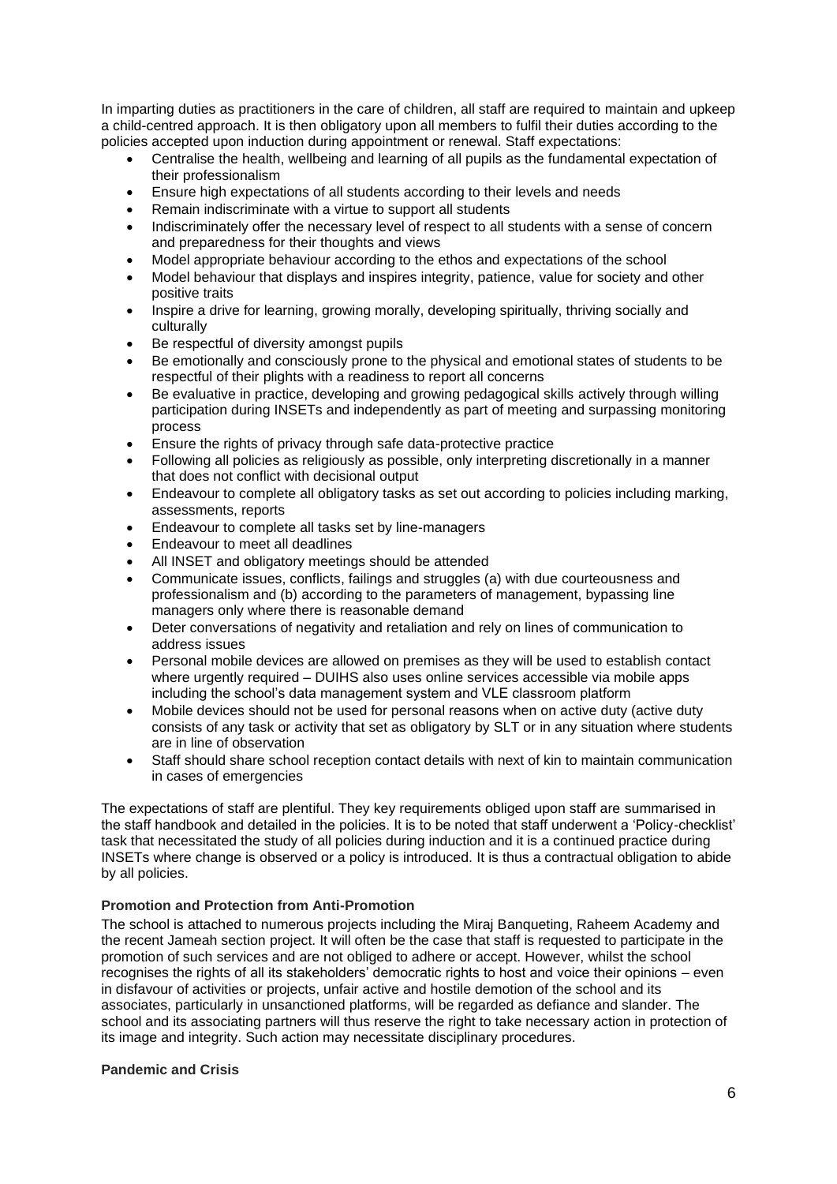In imparting duties as practitioners in the care of children, all staff are required to maintain and upkeep a child-centred approach. It is then obligatory upon all members to fulfil their duties according to the policies accepted upon induction during appointment or renewal. Staff expectations:

- Centralise the health, wellbeing and learning of all pupils as the fundamental expectation of their professionalism
- Ensure high expectations of all students according to their levels and needs
- Remain indiscriminate with a virtue to support all students
- Indiscriminately offer the necessary level of respect to all students with a sense of concern and preparedness for their thoughts and views
- Model appropriate behaviour according to the ethos and expectations of the school
- Model behaviour that displays and inspires integrity, patience, value for society and other positive traits
- Inspire a drive for learning, growing morally, developing spiritually, thriving socially and culturally
- Be respectful of diversity amongst pupils
- Be emotionally and consciously prone to the physical and emotional states of students to be respectful of their plights with a readiness to report all concerns
- Be evaluative in practice, developing and growing pedagogical skills actively through willing participation during INSETs and independently as part of meeting and surpassing monitoring process
- Ensure the rights of privacy through safe data-protective practice
- Following all policies as religiously as possible, only interpreting discretionally in a manner that does not conflict with decisional output
- Endeavour to complete all obligatory tasks as set out according to policies including marking, assessments, reports
- Endeavour to complete all tasks set by line-managers
- Endeavour to meet all deadlines
- All INSET and obligatory meetings should be attended
- Communicate issues, conflicts, failings and struggles (a) with due courteousness and professionalism and (b) according to the parameters of management, bypassing line managers only where there is reasonable demand
- Deter conversations of negativity and retaliation and rely on lines of communication to address issues
- Personal mobile devices are allowed on premises as they will be used to establish contact where urgently required – DUIHS also uses online services accessible via mobile apps including the school's data management system and VLE classroom platform
- Mobile devices should not be used for personal reasons when on active duty (active duty consists of any task or activity that set as obligatory by SLT or in any situation where students are in line of observation
- Staff should share school reception contact details with next of kin to maintain communication in cases of emergencies

The expectations of staff are plentiful. They key requirements obliged upon staff are summarised in the staff handbook and detailed in the policies. It is to be noted that staff underwent a 'Policy-checklist' task that necessitated the study of all policies during induction and it is a continued practice during INSETs where change is observed or a policy is introduced. It is thus a contractual obligation to abide by all policies.

**Promotion and Protection from Anti-Promotion**

The school is attached to numerous projects including the Miraj Banqueting, Raheem Academy and the recent Jameah section project. It will often be the case that staff is requested to participate in the promotion of such services and are not obliged to adhere or accept. However, whilst the school recognises the rights of all its stakeholders' democratic rights to host and voice their opinions – even in disfavour of activities or projects, unfair active and hostile demotion of the school and its associates, particularly in unsanctioned platforms, will be regarded as defiance and slander. The school and its associating partners will thus reserve the right to take necessary action in protection of its image and integrity. Such action may necessitate disciplinary procedures.

**Pandemic and Crisis**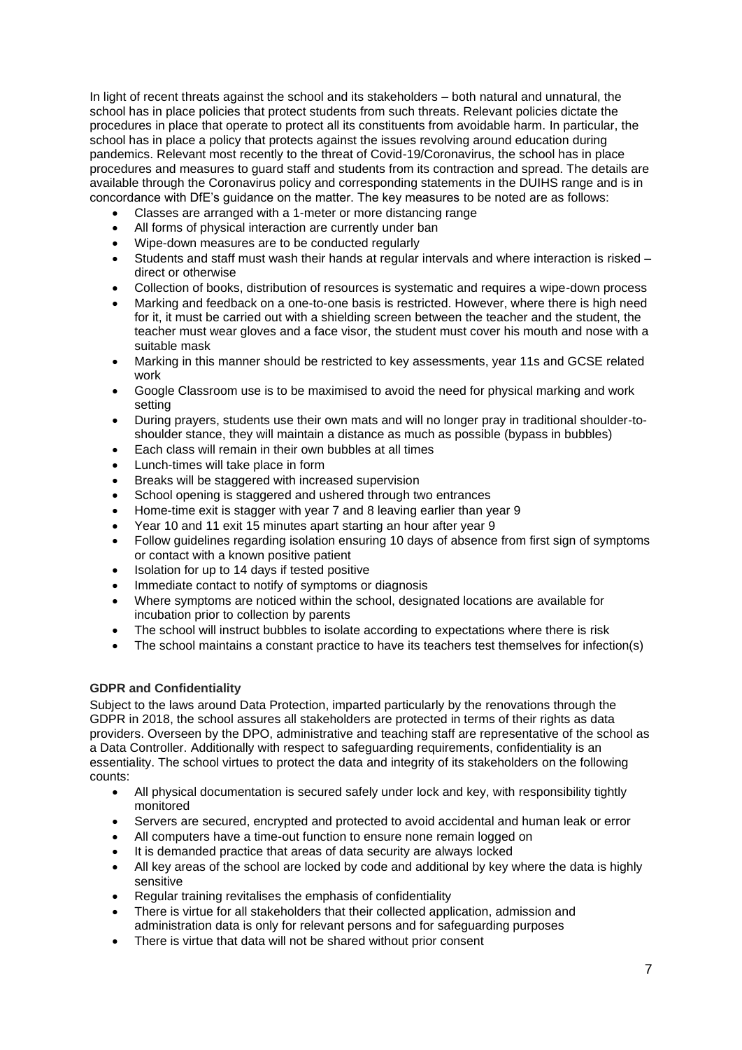In light of recent threats against the school and its stakeholders – both natural and unnatural, the school has in place policies that protect students from such threats. Relevant policies dictate the procedures in place that operate to protect all its constituents from avoidable harm. In particular, the school has in place a policy that protects against the issues revolving around education during pandemics. Relevant most recently to the threat of Covid-19/Coronavirus, the school has in place procedures and measures to guard staff and students from its contraction and spread. The details are available through the Coronavirus policy and corresponding statements in the DUIHS range and is in concordance with DfE's guidance on the matter. The key measures to be noted are as follows:

- Classes are arranged with a 1-meter or more distancing range
- All forms of physical interaction are currently under ban
- Wipe-down measures are to be conducted regularly
- Students and staff must wash their hands at regular intervals and where interaction is risked – direct or otherwise
- Collection of books, distribution of resources is systematic and requires a wipe-down process
- Marking and feedback on a one-to-one basis is restricted. However, where there is high need for it, it must be carried out with a shielding screen between the teacher and the student, the teacher must wear gloves and a face visor, the student must cover his mouth and nose with a suitable mask
- Marking in this manner should be restricted to key assessments, year 11s and GCSE related work
- Google Classroom use is to be maximised to avoid the need for physical marking and work setting
- During prayers, students use their own mats and will no longer pray in traditional shoulder-to-shoulder stance, they will maintain a distance as much as possible (bypass in bubbles)
- Each class will remain in their own bubbles at all times
- Lunch-times will take place in form
- Breaks will be staggered with increased supervision
- School opening is staggered and ushered through two entrances
- Home-time exit is stagger with year 7 and 8 leaving earlier than year 9
- Year 10 and 11 exit 15 minutes apart starting an hour after year 9
- Follow guidelines regarding isolation ensuring 10 days of absence from first sign of symptoms or contact with a known positive patient
- Isolation for up to 14 days if tested positive
- Immediate contact to notify of symptoms or diagnosis
- Where symptoms are noticed within the school, designated locations are available for incubation prior to collection by parents
- The school will instruct bubbles to isolate according to expectations where there is risk
- The school maintains a constant practice to have its teachers test themselves for infection(s)

**GDPR and Confidentiality**

Subject to the laws around Data Protection, imparted particularly by the renovations through the GDPR in 2018, the school assures all stakeholders are protected in terms of their rights as data providers. Overseen by the DPO, administrative and teaching staff are representative of the school as a Data Controller. Additionally with respect to safeguarding requirements, confidentiality is an essentiality. The school virtues to protect the data and integrity of its stakeholders on the following counts:

- All physical documentation is secured safely under lock and key, with responsibility tightly monitored
- Servers are secured, encrypted and protected to avoid accidental and human leak or error
- All computers have a time-out function to ensure none remain logged on
- It is demanded practice that areas of data security are always locked
- All key areas of the school are locked by code and additional by key where the data is highly sensitive
- Regular training revitalises the emphasis of confidentiality
- There is virtue for all stakeholders that their collected application, admission and administration data is only for relevant persons and for safeguarding purposes
- There is virtue that data will not be shared without prior consent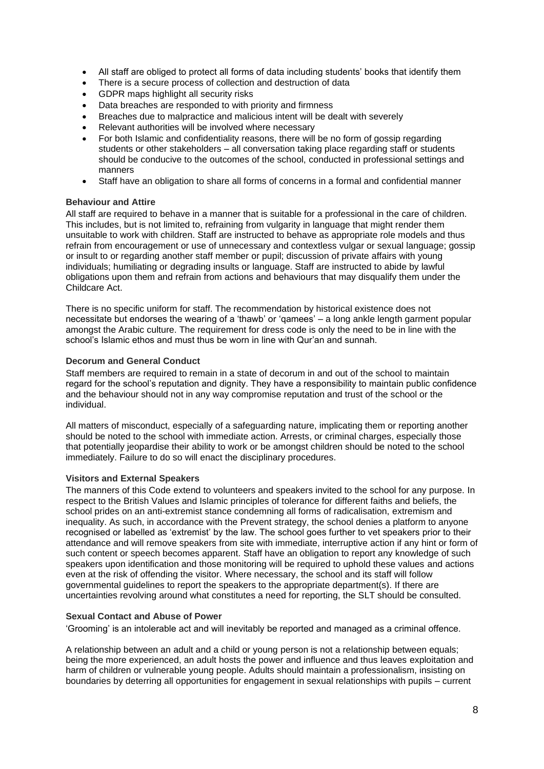- All staff are obliged to protect all forms of data including students' books that identify them
- There is a secure process of collection and destruction of data
- GDPR maps highlight all security risks
- Data breaches are responded to with priority and firmness
- Breaches due to malpractice and malicious intent will be dealt with severely
- Relevant authorities will be involved where necessary
- For both Islamic and confidentiality reasons, there will be no form of gossip regarding students or other stakeholders – all conversation taking place regarding staff or students should be conducive to the outcomes of the school, conducted in professional settings and manners
- Staff have an obligation to share all forms of concerns in a formal and confidential manner

### Behaviour and Attire

All staff are required to behave in a manner that is suitable for a professional in the care of children. This includes, but is not limited to, refraining from vulgarity in language that might render them unsuitable to work with children. Staff are instructed to behave as appropriate role models and thus refrain from encouragement or use of unnecessary and contextless vulgar or sexual language; gossip or insult to or regarding another staff member or pupil; discussion of private affairs with young individuals; humiliating or degrading insults or language. Staff are instructed to abide by lawful obligations upon them and refrain from actions and behaviours that may disqualify them under the Childcare Act.

There is no specific uniform for staff. The recommendation by historical existence does not necessitate but endorses the wearing of a 'thawb' or 'qamees' – a long ankle length garment popular amongst the Arabic culture. The requirement for dress code is only the need to be in line with the school's Islamic ethos and must thus be worn in line with Qur'an and sunnah.

### Decorum and General Conduct

Staff members are required to remain in a state of decorum in and out of the school to maintain regard for the school's reputation and dignity. They have a responsibility to maintain public confidence and the behaviour should not in any way compromise reputation and trust of the school or the individual.

All matters of misconduct, especially of a safeguarding nature, implicating them or reporting another should be noted to the school with immediate action. Arrests, or criminal charges, especially those that potentially jeopardise their ability to work or be amongst children should be noted to the school immediately. Failure to do so will enact the disciplinary procedures.

### Visitors and External Speakers

The manners of this Code extend to volunteers and speakers invited to the school for any purpose. In respect to the British Values and Islamic principles of tolerance for different faiths and beliefs, the school prides on an anti-extremist stance condemning all forms of radicalisation, extremism and inequality. As such, in accordance with the Prevent strategy, the school denies a platform to anyone recognised or labelled as 'extremist' by the law. The school goes further to vet speakers prior to their attendance and will remove speakers from site with immediate, interruptive action if any hint or form of such content or speech becomes apparent. Staff have an obligation to report any knowledge of such speakers upon identification and those monitoring will be required to uphold these values and actions even at the risk of offending the visitor. Where necessary, the school and its staff will follow governmental guidelines to report the speakers to the appropriate department(s). If there are uncertainties revolving around what constitutes a need for reporting, the SLT should be consulted.

### Sexual Contact and Abuse of Power

'Grooming' is an intolerable act and will inevitably be reported and managed as a criminal offence.

A relationship between an adult and a child or young person is not a relationship between equals; being the more experienced, an adult hosts the power and influence and thus leaves exploitation and harm of children or vulnerable young people. Adults should maintain a professionalism, insisting on boundaries by deterring all opportunities for engagement in sexual relationships with pupils – current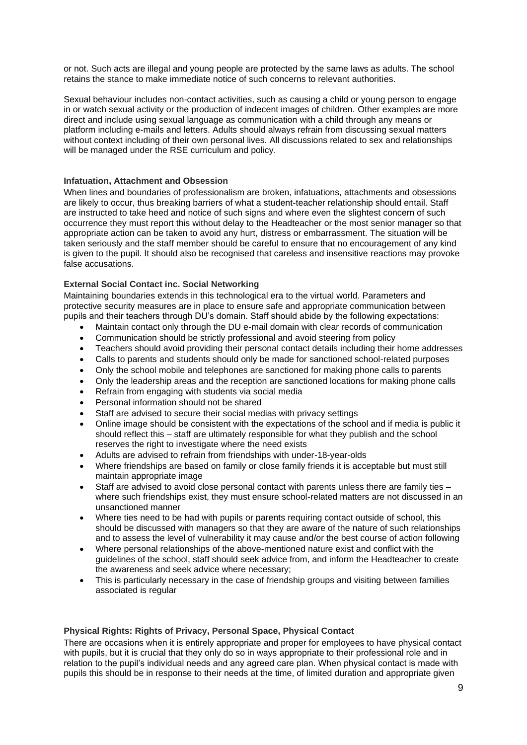or not. Such acts are illegal and young people are protected by the same laws as adults. The school retains the stance to make immediate notice of such concerns to relevant authorities.

Sexual behaviour includes non-contact activities, such as causing a child or young person to engage in or watch sexual activity or the production of indecent images of children. Other examples are more direct and include using sexual language as communication with a child through any means or platform including e-mails and letters. Adults should always refrain from discussing sexual matters without context including of their own personal lives. All discussions related to sex and relationships will be managed under the RSE curriculum and policy.

**Infatuation, Attachment and Obsession**

When lines and boundaries of professionalism are broken, infatuations, attachments and obsessions are likely to occur, thus breaking barriers of what a student-teacher relationship should entail. Staff are instructed to take heed and notice of such signs and where even the slightest concern of such occurrence they must report this without delay to the Headteacher or the most senior manager so that appropriate action can be taken to avoid any hurt, distress or embarrassment. The situation will be taken seriously and the staff member should be careful to ensure that no encouragement of any kind is given to the pupil. It should also be recognised that careless and insensitive reactions may provoke false accusations.

**External Social Contact inc. Social Networking**

Maintaining boundaries extends in this technological era to the virtual world. Parameters and protective security measures are in place to ensure safe and appropriate communication between pupils and their teachers through DU's domain. Staff should abide by the following expectations:

- Maintain contact only through the DU e-mail domain with clear records of communication
- Communication should be strictly professional and avoid steering from policy
- Teachers should avoid providing their personal contact details including their home addresses
- Calls to parents and students should only be made for sanctioned school-related purposes
- Only the school mobile and telephones are sanctioned for making phone calls to parents
- Only the leadership areas and the reception are sanctioned locations for making phone calls
- Refrain from engaging with students via social media
- Personal information should not be shared
- Staff are advised to secure their social medias with privacy settings
- Online image should be consistent with the expectations of the school and if media is public it should reflect this – staff are ultimately responsible for what they publish and the school reserves the right to investigate where the need exists
- Adults are advised to refrain from friendships with under-18-year-olds
- Where friendships are based on family or close family friends it is acceptable but must still maintain appropriate image
- Staff are advised to avoid close personal contact with parents unless there are family ties – where such friendships exist, they must ensure school-related matters are not discussed in an unsanctioned manner
- Where ties need to be had with pupils or parents requiring contact outside of school, this should be discussed with managers so that they are aware of the nature of such relationships and to assess the level of vulnerability it may cause and/or the best course of action following
- Where personal relationships of the above-mentioned nature exist and conflict with the guidelines of the school, staff should seek advice from, and inform the Headteacher to create the awareness and seek advice where necessary;
- This is particularly necessary in the case of friendship groups and visiting between families associated is regular

**Physical Rights: Rights of Privacy, Personal Space, Physical Contact**

There are occasions when it is entirely appropriate and proper for employees to have physical contact with pupils, but it is crucial that they only do so in ways appropriate to their professional role and in relation to the pupil's individual needs and any agreed care plan. When physical contact is made with pupils this should be in response to their needs at the time, of limited duration and appropriate given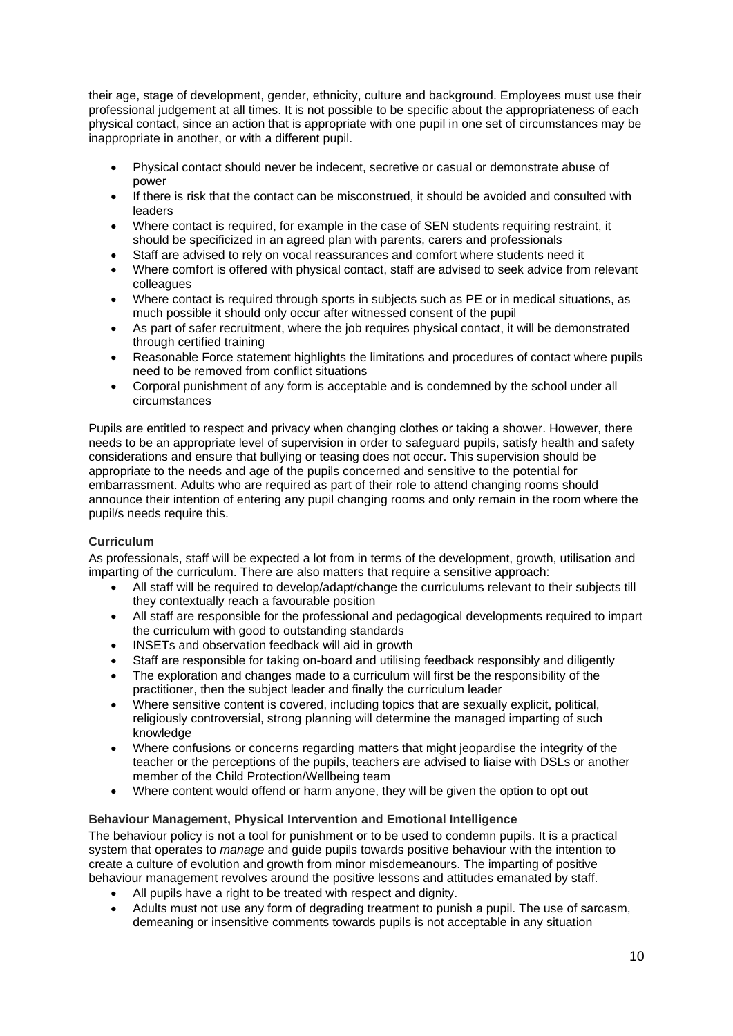their age, stage of development, gender, ethnicity, culture and background. Employees must use their professional judgement at all times. It is not possible to be specific about the appropriateness of each physical contact, since an action that is appropriate with one pupil in one set of circumstances may be inappropriate in another, or with a different pupil.

- Physical contact should never be indecent, secretive or casual or demonstrate abuse of power
- If there is risk that the contact can be misconstrued, it should be avoided and consulted with leaders
- Where contact is required, for example in the case of SEN students requiring restraint, it should be specificized in an agreed plan with parents, carers and professionals
- Staff are advised to rely on vocal reassurances and comfort where students need it
- Where comfort is offered with physical contact, staff are advised to seek advice from relevant colleagues
- Where contact is required through sports in subjects such as PE or in medical situations, as much possible it should only occur after witnessed consent of the pupil
- As part of safer recruitment, where the job requires physical contact, it will be demonstrated through certified training
- Reasonable Force statement highlights the limitations and procedures of contact where pupils need to be removed from conflict situations
- Corporal punishment of any form is acceptable and is condemned by the school under all circumstances

Pupils are entitled to respect and privacy when changing clothes or taking a shower. However, there needs to be an appropriate level of supervision in order to safeguard pupils, satisfy health and safety considerations and ensure that bullying or teasing does not occur. This supervision should be appropriate to the needs and age of the pupils concerned and sensitive to the potential for embarrassment. Adults who are required as part of their role to attend changing rooms should announce their intention of entering any pupil changing rooms and only remain in the room where the pupil/s needs require this.

**Curriculum**

As professionals, staff will be expected a lot from in terms of the development, growth, utilisation and imparting of the curriculum. There are also matters that require a sensitive approach:

- All staff will be required to develop/adapt/change the curriculums relevant to their subjects till they contextually reach a favourable position
- All staff are responsible for the professional and pedagogical developments required to impart the curriculum with good to outstanding standards
- INSETs and observation feedback will aid in growth
- Staff are responsible for taking on-board and utilising feedback responsibly and diligently
- The exploration and changes made to a curriculum will first be the responsibility of the practitioner, then the subject leader and finally the curriculum leader
- Where sensitive content is covered, including topics that are sexually explicit, political, religiously controversial, strong planning will determine the managed imparting of such knowledge
- Where confusions or concerns regarding matters that might jeopardise the integrity of the teacher or the perceptions of the pupils, teachers are advised to liaise with DSLs or another member of the Child Protection/Wellbeing team
- Where content would offend or harm anyone, they will be given the option to opt out

**Behaviour Management, Physical Intervention and Emotional Intelligence**

The behaviour policy is not a tool for punishment or to be used to condemn pupils. It is a practical system that operates to *manage* and guide pupils towards positive behaviour with the intention to create a culture of evolution and growth from minor misdemeanours. The imparting of positive behaviour management revolves around the positive lessons and attitudes emanated by staff.

- All pupils have a right to be treated with respect and dignity.
- Adults must not use any form of degrading treatment to punish a pupil. The use of sarcasm, demeaning or insensitive comments towards pupils is not acceptable in any situation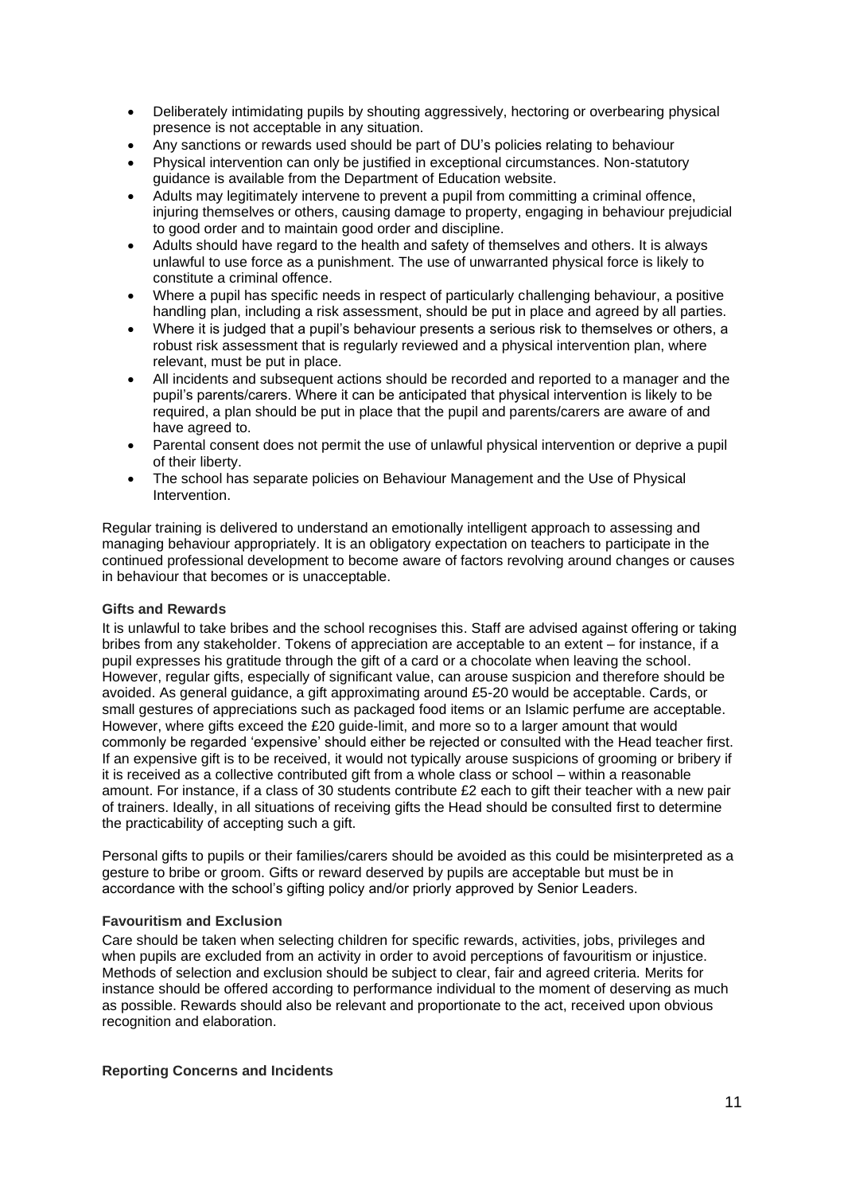- Deliberately intimidating pupils by shouting aggressively, hectoring or overbearing physical presence is not acceptable in any situation.
- Any sanctions or rewards used should be part of DU's policies relating to behaviour
- Physical intervention can only be justified in exceptional circumstances. Non-statutory guidance is available from the Department of Education website.
- Adults may legitimately intervene to prevent a pupil from committing a criminal offence, injuring themselves or others, causing damage to property, engaging in behaviour prejudicial to good order and to maintain good order and discipline.
- Adults should have regard to the health and safety of themselves and others. It is always unlawful to use force as a punishment. The use of unwarranted physical force is likely to constitute a criminal offence.
- Where a pupil has specific needs in respect of particularly challenging behaviour, a positive handling plan, including a risk assessment, should be put in place and agreed by all parties.
- Where it is judged that a pupil's behaviour presents a serious risk to themselves or others, a robust risk assessment that is regularly reviewed and a physical intervention plan, where relevant, must be put in place.
- All incidents and subsequent actions should be recorded and reported to a manager and the pupil's parents/carers. Where it can be anticipated that physical intervention is likely to be required, a plan should be put in place that the pupil and parents/carers are aware of and have agreed to.
- Parental consent does not permit the use of unlawful physical intervention or deprive a pupil of their liberty.
- The school has separate policies on Behaviour Management and the Use of Physical Intervention.

Regular training is delivered to understand an emotionally intelligent approach to assessing and managing behaviour appropriately. It is an obligatory expectation on teachers to participate in the continued professional development to become aware of factors revolving around changes or causes in behaviour that becomes or is unacceptable.

**Gifts and Rewards**

It is unlawful to take bribes and the school recognises this. Staff are advised against offering or taking bribes from any stakeholder. Tokens of appreciation are acceptable to an extent – for instance, if a pupil expresses his gratitude through the gift of a card or a chocolate when leaving the school. However, regular gifts, especially of significant value, can arouse suspicion and therefore should be avoided. As general guidance, a gift approximating around £5-20 would be acceptable. Cards, or small gestures of appreciations such as packaged food items or an Islamic perfume are acceptable. However, where gifts exceed the £20 guide-limit, and more so to a larger amount that would commonly be regarded 'expensive' should either be rejected or consulted with the Head teacher first. If an expensive gift is to be received, it would not typically arouse suspicions of grooming or bribery if it is received as a collective contributed gift from a whole class or school – within a reasonable amount. For instance, if a class of 30 students contribute £2 each to gift their teacher with a new pair of trainers. Ideally, in all situations of receiving gifts the Head should be consulted first to determine the practicability of accepting such a gift.

Personal gifts to pupils or their families/carers should be avoided as this could be misinterpreted as a gesture to bribe or groom. Gifts or reward deserved by pupils are acceptable but must be in accordance with the school's gifting policy and/or priorly approved by Senior Leaders.

**Favouritism and Exclusion**

Care should be taken when selecting children for specific rewards, activities, jobs, privileges and when pupils are excluded from an activity in order to avoid perceptions of favouritism or injustice. Methods of selection and exclusion should be subject to clear, fair and agreed criteria. Merits for instance should be offered according to performance individual to the moment of deserving as much as possible. Rewards should also be relevant and proportionate to the act, received upon obvious recognition and elaboration.

**Reporting Concerns and Incidents**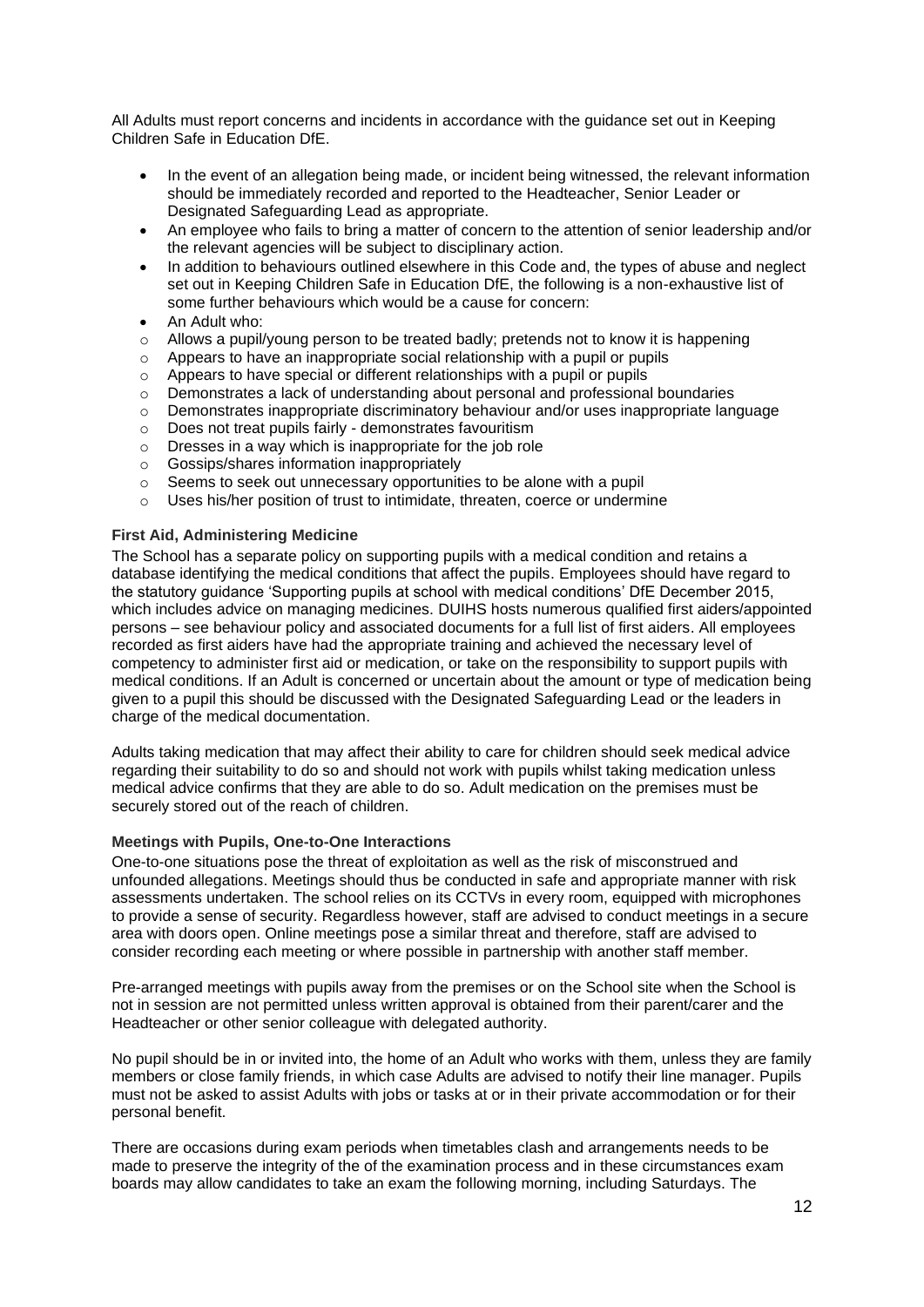All Adults must report concerns and incidents in accordance with the guidance set out in Keeping Children Safe in Education DfE.

- In the event of an allegation being made, or incident being witnessed, the relevant information should be immediately recorded and reported to the Headteacher, Senior Leader or Designated Safeguarding Lead as appropriate.
- An employee who fails to bring a matter of concern to the attention of senior leadership and/or the relevant agencies will be subject to disciplinary action.
- In addition to behaviours outlined elsewhere in this Code and, the types of abuse and neglect set out in Keeping Children Safe in Education DfE, the following is a non-exhaustive list of some further behaviours which would be a cause for concern:
- An Adult who:
  - Allows a pupil/young person to be treated badly; pretends not to know it is happening
  - Appears to have an inappropriate social relationship with a pupil or pupils
  - Appears to have special or different relationships with a pupil or pupils
  - Demonstrates a lack of understanding about personal and professional boundaries
  - Demonstrates inappropriate discriminatory behaviour and/or uses inappropriate language
  - Does not treat pupils fairly - demonstrates favouritism
  - Dresses in a way which is inappropriate for the job role
  - Gossips/shares information inappropriately
  - Seems to seek out unnecessary opportunities to be alone with a pupil
  - Uses his/her position of trust to intimidate, threaten, coerce or undermine

**First Aid, Administering Medicine**

The School has a separate policy on supporting pupils with a medical condition and retains a database identifying the medical conditions that affect the pupils. Employees should have regard to the statutory guidance 'Supporting pupils at school with medical conditions' DfE December 2015, which includes advice on managing medicines. DUIHS hosts numerous qualified first aiders/appointed persons – see behaviour policy and associated documents for a full list of first aiders. All employees recorded as first aiders have had the appropriate training and achieved the necessary level of competency to administer first aid or medication, or take on the responsibility to support pupils with medical conditions. If an Adult is concerned or uncertain about the amount or type of medication being given to a pupil this should be discussed with the Designated Safeguarding Lead or the leaders in charge of the medical documentation.

Adults taking medication that may affect their ability to care for children should seek medical advice regarding their suitability to do so and should not work with pupils whilst taking medication unless medical advice confirms that they are able to do so. Adult medication on the premises must be securely stored out of the reach of children.

**Meetings with Pupils, One-to-One Interactions**

One-to-one situations pose the threat of exploitation as well as the risk of misconstrued and unfounded allegations. Meetings should thus be conducted in safe and appropriate manner with risk assessments undertaken. The school relies on its CCTVs in every room, equipped with microphones to provide a sense of security. Regardless however, staff are advised to conduct meetings in a secure area with doors open. Online meetings pose a similar threat and therefore, staff are advised to consider recording each meeting or where possible in partnership with another staff member.

Pre-arranged meetings with pupils away from the premises or on the School site when the School is not in session are not permitted unless written approval is obtained from their parent/carer and the Headteacher or other senior colleague with delegated authority.

No pupil should be in or invited into, the home of an Adult who works with them, unless they are family members or close family friends, in which case Adults are advised to notify their line manager. Pupils must not be asked to assist Adults with jobs or tasks at or in their private accommodation or for their personal benefit.

There are occasions during exam periods when timetables clash and arrangements needs to be made to preserve the integrity of the of the examination process and in these circumstances exam boards may allow candidates to take an exam the following morning, including Saturdays. The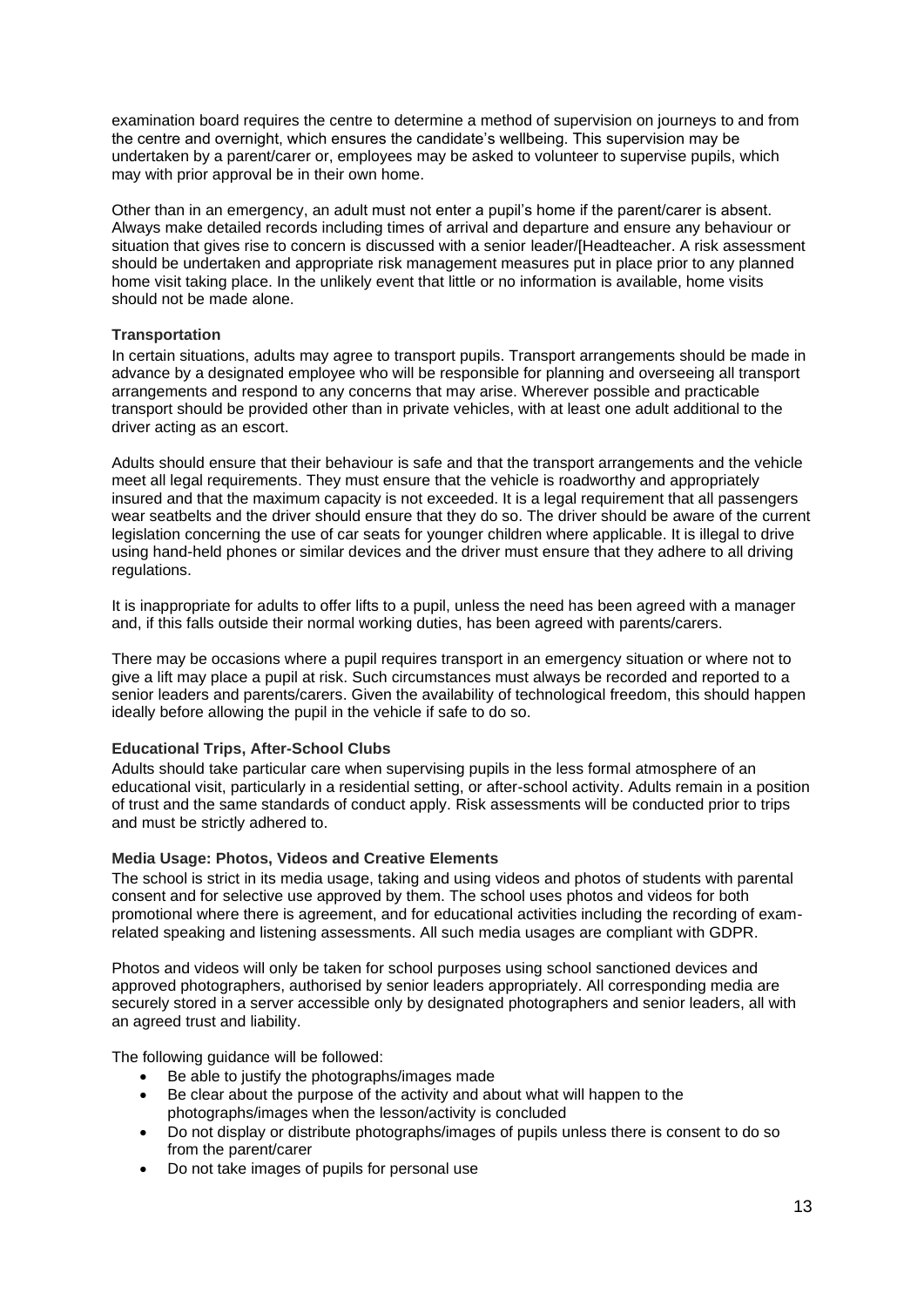examination board requires the centre to determine a method of supervision on journeys to and from the centre and overnight, which ensures the candidate's wellbeing. This supervision may be undertaken by a parent/carer or, employees may be asked to volunteer to supervise pupils, which may with prior approval be in their own home.

Other than in an emergency, an adult must not enter a pupil's home if the parent/carer is absent. Always make detailed records including times of arrival and departure and ensure any behaviour or situation that gives rise to concern is discussed with a senior leader/[Headteacher. A risk assessment should be undertaken and appropriate risk management measures put in place prior to any planned home visit taking place. In the unlikely event that little or no information is available, home visits should not be made alone.

**Transportation**

In certain situations, adults may agree to transport pupils. Transport arrangements should be made in advance by a designated employee who will be responsible for planning and overseeing all transport arrangements and respond to any concerns that may arise. Wherever possible and practicable transport should be provided other than in private vehicles, with at least one adult additional to the driver acting as an escort.

Adults should ensure that their behaviour is safe and that the transport arrangements and the vehicle meet all legal requirements. They must ensure that the vehicle is roadworthy and appropriately insured and that the maximum capacity is not exceeded. It is a legal requirement that all passengers wear seatbelts and the driver should ensure that they do so. The driver should be aware of the current legislation concerning the use of car seats for younger children where applicable. It is illegal to drive using hand-held phones or similar devices and the driver must ensure that they adhere to all driving regulations.

It is inappropriate for adults to offer lifts to a pupil, unless the need has been agreed with a manager and, if this falls outside their normal working duties, has been agreed with parents/carers.

There may be occasions where a pupil requires transport in an emergency situation or where not to give a lift may place a pupil at risk. Such circumstances must always be recorded and reported to a senior leaders and parents/carers. Given the availability of technological freedom, this should happen ideally before allowing the pupil in the vehicle if safe to do so.

**Educational Trips, After-School Clubs**

Adults should take particular care when supervising pupils in the less formal atmosphere of an educational visit, particularly in a residential setting, or after-school activity. Adults remain in a position of trust and the same standards of conduct apply. Risk assessments will be conducted prior to trips and must be strictly adhered to.

**Media Usage: Photos, Videos and Creative Elements**

The school is strict in its media usage, taking and using videos and photos of students with parental consent and for selective use approved by them. The school uses photos and videos for both promotional where there is agreement, and for educational activities including the recording of exam-related speaking and listening assessments. All such media usages are compliant with GDPR.

Photos and videos will only be taken for school purposes using school sanctioned devices and approved photographers, authorised by senior leaders appropriately. All corresponding media are securely stored in a server accessible only by designated photographers and senior leaders, all with an agreed trust and liability.

The following guidance will be followed:

- Be able to justify the photographs/images made
- Be clear about the purpose of the activity and about what will happen to the photographs/images when the lesson/activity is concluded
- Do not display or distribute photographs/images of pupils unless there is consent to do so from the parent/carer
- Do not take images of pupils for personal use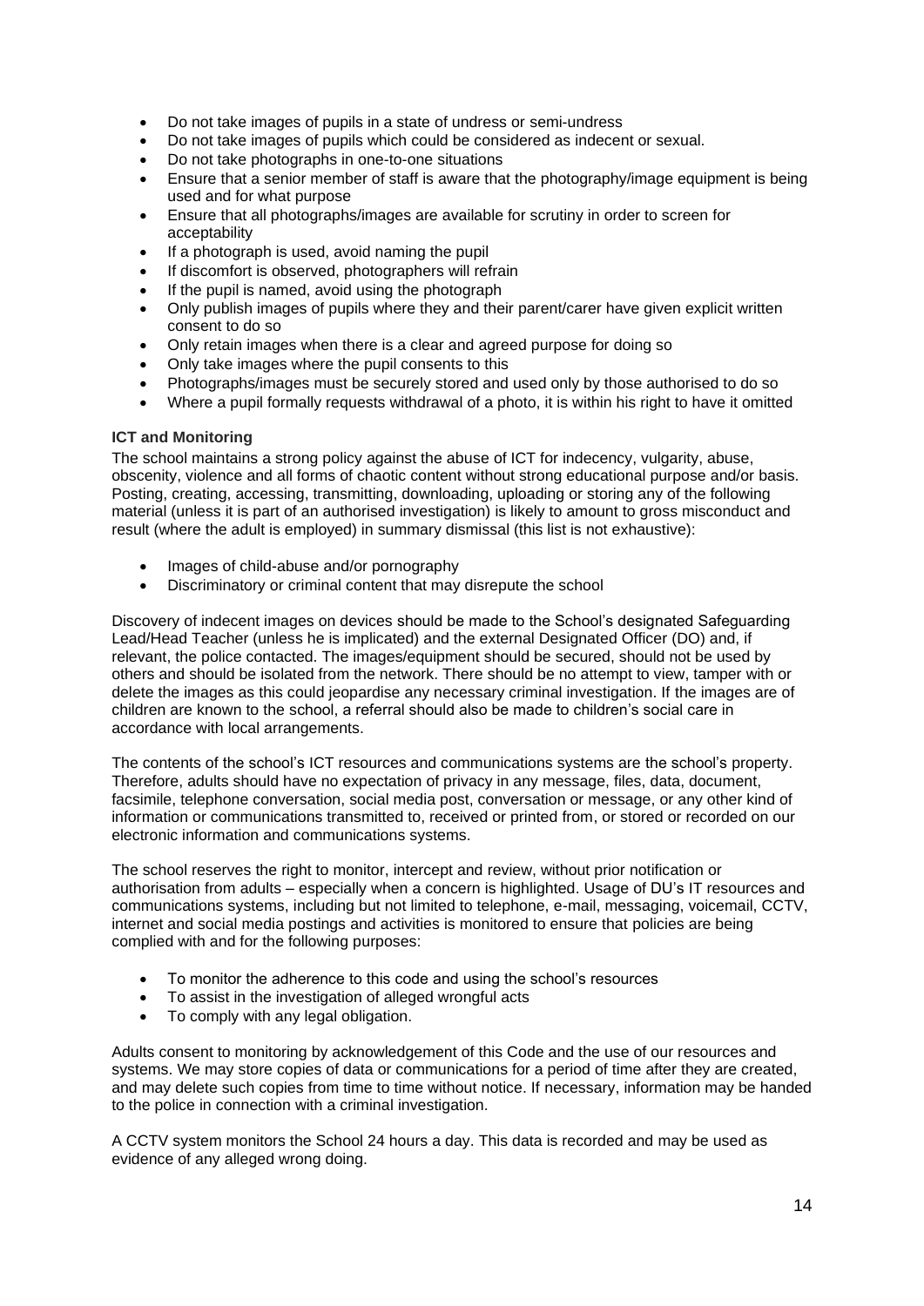- Do not take images of pupils in a state of undress or semi-undress
- Do not take images of pupils which could be considered as indecent or sexual.
- Do not take photographs in one-to-one situations
- Ensure that a senior member of staff is aware that the photography/image equipment is being used and for what purpose
- Ensure that all photographs/images are available for scrutiny in order to screen for acceptability
- If a photograph is used, avoid naming the pupil
- If discomfort is observed, photographers will refrain
- If the pupil is named, avoid using the photograph
- Only publish images of pupils where they and their parent/carer have given explicit written consent to do so
- Only retain images when there is a clear and agreed purpose for doing so
- Only take images where the pupil consents to this
- Photographs/images must be securely stored and used only by those authorised to do so
- Where a pupil formally requests withdrawal of a photo, it is within his right to have it omitted

**ICT and Monitoring**

The school maintains a strong policy against the abuse of ICT for indecency, vulgarity, abuse, obscenity, violence and all forms of chaotic content without strong educational purpose and/or basis. Posting, creating, accessing, transmitting, downloading, uploading or storing any of the following material (unless it is part of an authorised investigation) is likely to amount to gross misconduct and result (where the adult is employed) in summary dismissal (this list is not exhaustive):

- Images of child-abuse and/or pornography
- Discriminatory or criminal content that may disrepute the school

Discovery of indecent images on devices should be made to the School's designated Safeguarding Lead/Head Teacher (unless he is implicated) and the external Designated Officer (DO) and, if relevant, the police contacted. The images/equipment should be secured, should not be used by others and should be isolated from the network. There should be no attempt to view, tamper with or delete the images as this could jeopardise any necessary criminal investigation. If the images are of children are known to the school, a referral should also be made to children's social care in accordance with local arrangements.

The contents of the school's ICT resources and communications systems are the school's property. Therefore, adults should have no expectation of privacy in any message, files, data, document, facsimile, telephone conversation, social media post, conversation or message, or any other kind of information or communications transmitted to, received or printed from, or stored or recorded on our electronic information and communications systems.

The school reserves the right to monitor, intercept and review, without prior notification or authorisation from adults – especially when a concern is highlighted. Usage of DU's IT resources and communications systems, including but not limited to telephone, e-mail, messaging, voicemail, CCTV, internet and social media postings and activities is monitored to ensure that policies are being complied with and for the following purposes:

- To monitor the adherence to this code and using the school's resources
- To assist in the investigation of alleged wrongful acts
- To comply with any legal obligation.

Adults consent to monitoring by acknowledgement of this Code and the use of our resources and systems. We may store copies of data or communications for a period of time after they are created, and may delete such copies from time to time without notice. If necessary, information may be handed to the police in connection with a criminal investigation.

A CCTV system monitors the School 24 hours a day. This data is recorded and may be used as evidence of any alleged wrong doing.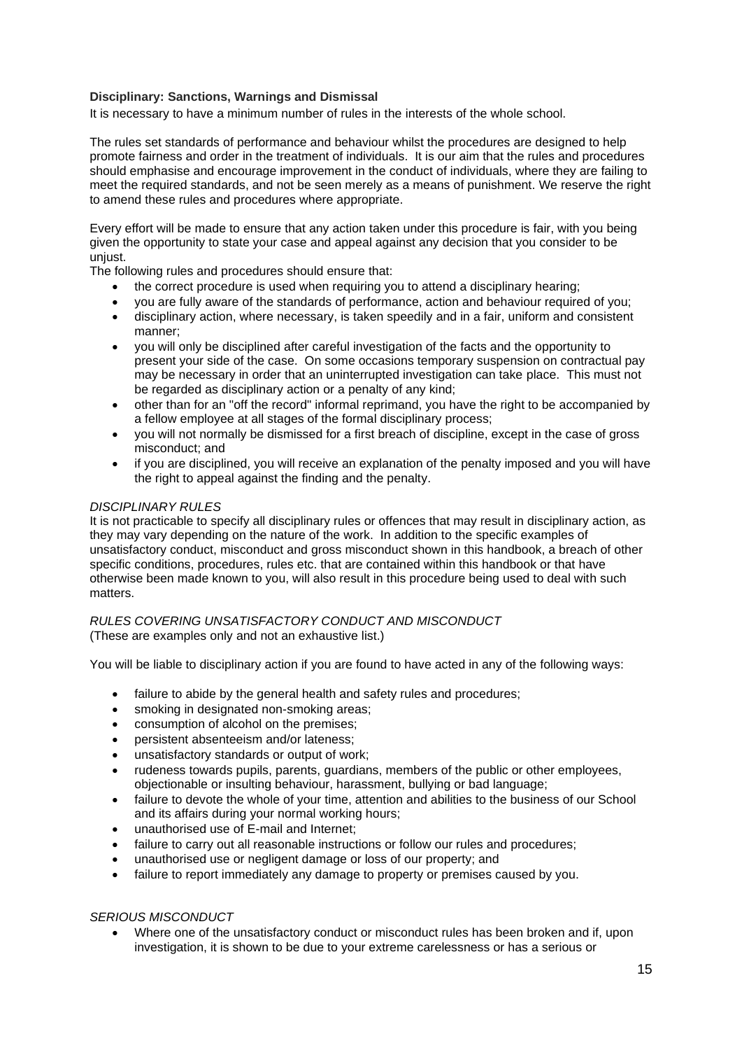**Disciplinary: Sanctions, Warnings and Dismissal**

It is necessary to have a minimum number of rules in the interests of the whole school.

The rules set standards of performance and behaviour whilst the procedures are designed to help promote fairness and order in the treatment of individuals. It is our aim that the rules and procedures should emphasise and encourage improvement in the conduct of individuals, where they are failing to meet the required standards, and not be seen merely as a means of punishment. We reserve the right to amend these rules and procedures where appropriate.

Every effort will be made to ensure that any action taken under this procedure is fair, with you being given the opportunity to state your case and appeal against any decision that you consider to be unjust.

The following rules and procedures should ensure that:

- the correct procedure is used when requiring you to attend a disciplinary hearing;
- you are fully aware of the standards of performance, action and behaviour required of you;
- disciplinary action, where necessary, is taken speedily and in a fair, uniform and consistent manner;
- you will only be disciplined after careful investigation of the facts and the opportunity to present your side of the case. On some occasions temporary suspension on contractual pay may be necessary in order that an uninterrupted investigation can take place. This must not be regarded as disciplinary action or a penalty of any kind;
- other than for an "off the record" informal reprimand, you have the right to be accompanied by a fellow employee at all stages of the formal disciplinary process;
- you will not normally be dismissed for a first breach of discipline, except in the case of gross misconduct; and
- if you are disciplined, you will receive an explanation of the penalty imposed and you will have the right to appeal against the finding and the penalty.

*DISCIPLINARY RULES*

It is not practicable to specify all disciplinary rules or offences that may result in disciplinary action, as they may vary depending on the nature of the work. In addition to the specific examples of unsatisfactory conduct, misconduct and gross misconduct shown in this handbook, a breach of other specific conditions, procedures, rules etc. that are contained within this handbook or that have otherwise been made known to you, will also result in this procedure being used to deal with such matters.

*RULES COVERING UNSATISFACTORY CONDUCT AND MISCONDUCT*

(These are examples only and not an exhaustive list.)

You will be liable to disciplinary action if you are found to have acted in any of the following ways:

- failure to abide by the general health and safety rules and procedures;
- smoking in designated non-smoking areas;
- consumption of alcohol on the premises;
- persistent absenteeism and/or lateness;
- unsatisfactory standards or output of work;
- rudeness towards pupils, parents, guardians, members of the public or other employees, objectionable or insulting behaviour, harassment, bullying or bad language;
- failure to devote the whole of your time, attention and abilities to the business of our School and its affairs during your normal working hours;
- unauthorised use of E-mail and Internet;
- failure to carry out all reasonable instructions or follow our rules and procedures;
- unauthorised use or negligent damage or loss of our property; and
- failure to report immediately any damage to property or premises caused by you.

*SERIOUS MISCONDUCT*

- Where one of the unsatisfactory conduct or misconduct rules has been broken and if, upon investigation, it is shown to be due to your extreme carelessness or has a serious or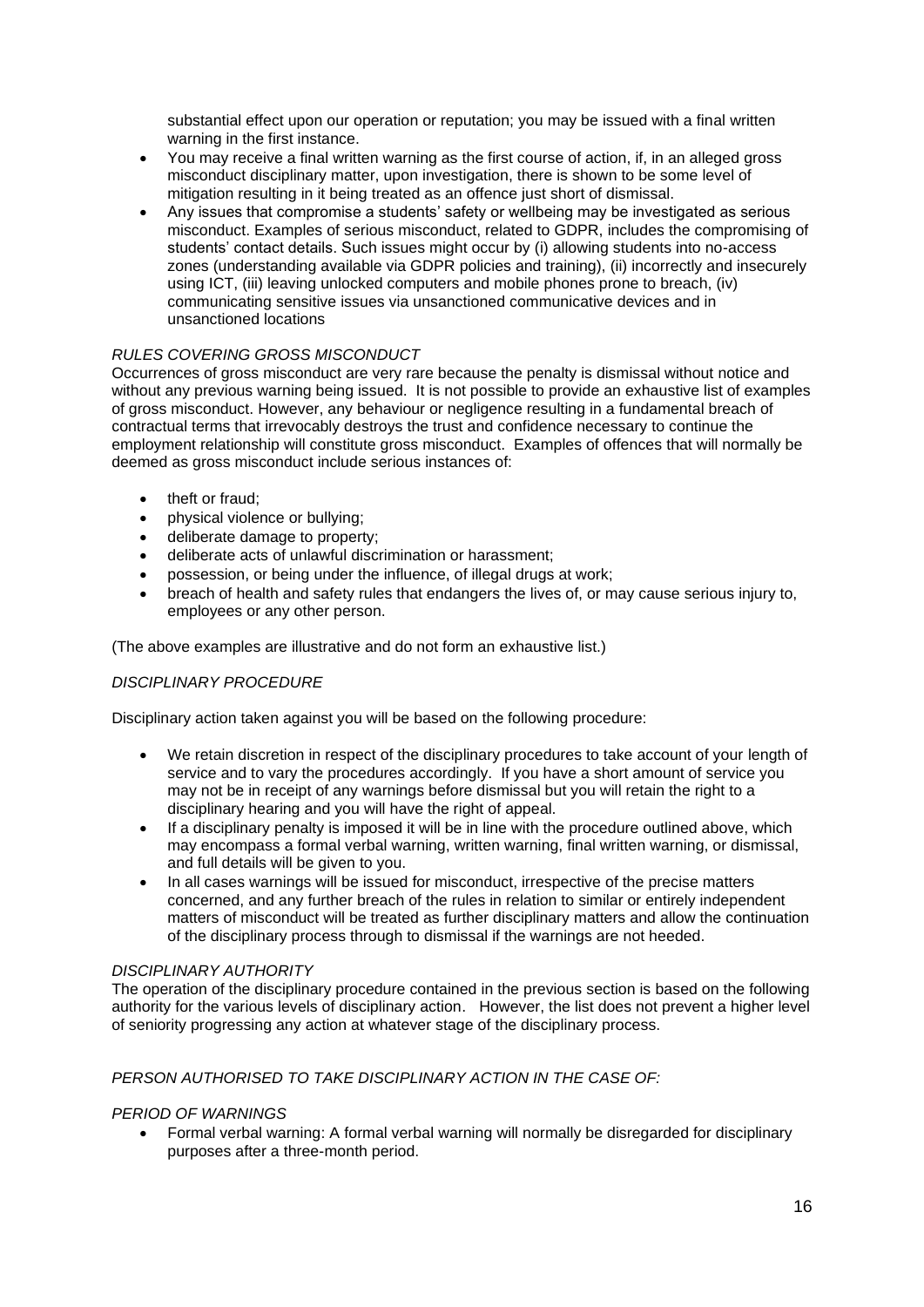substantial effect upon our operation or reputation; you may be issued with a final written warning in the first instance.

- You may receive a final written warning as the first course of action, if, in an alleged gross misconduct disciplinary matter, upon investigation, there is shown to be some level of mitigation resulting in it being treated as an offence just short of dismissal.
- Any issues that compromise a students' safety or wellbeing may be investigated as serious misconduct. Examples of serious misconduct, related to GDPR, includes the compromising of students' contact details. Such issues might occur by (i) allowing students into no-access zones (understanding available via GDPR policies and training), (ii) incorrectly and insecurely using ICT, (iii) leaving unlocked computers and mobile phones prone to breach, (iv) communicating sensitive issues via unsanctioned communicative devices and in unsanctioned locations

*RULES COVERING GROSS MISCONDUCT*

Occurrences of gross misconduct are very rare because the penalty is dismissal without notice and without any previous warning being issued. It is not possible to provide an exhaustive list of examples of gross misconduct. However, any behaviour or negligence resulting in a fundamental breach of contractual terms that irrevocably destroys the trust and confidence necessary to continue the employment relationship will constitute gross misconduct. Examples of offences that will normally be deemed as gross misconduct include serious instances of:

- theft or fraud;
- physical violence or bullying;
- deliberate damage to property;
- deliberate acts of unlawful discrimination or harassment;
- possession, or being under the influence, of illegal drugs at work;
- breach of health and safety rules that endangers the lives of, or may cause serious injury to, employees or any other person.

(The above examples are illustrative and do not form an exhaustive list.)

*DISCIPLINARY PROCEDURE*

Disciplinary action taken against you will be based on the following procedure:

- We retain discretion in respect of the disciplinary procedures to take account of your length of service and to vary the procedures accordingly. If you have a short amount of service you may not be in receipt of any warnings before dismissal but you will retain the right to a disciplinary hearing and you will have the right of appeal.
- If a disciplinary penalty is imposed it will be in line with the procedure outlined above, which may encompass a formal verbal warning, written warning, final written warning, or dismissal, and full details will be given to you.
- In all cases warnings will be issued for misconduct, irrespective of the precise matters concerned, and any further breach of the rules in relation to similar or entirely independent matters of misconduct will be treated as further disciplinary matters and allow the continuation of the disciplinary process through to dismissal if the warnings are not heeded.

*DISCIPLINARY AUTHORITY*

The operation of the disciplinary procedure contained in the previous section is based on the following authority for the various levels of disciplinary action. However, the list does not prevent a higher level of seniority progressing any action at whatever stage of the disciplinary process.

*PERSON AUTHORISED TO TAKE DISCIPLINARY ACTION IN THE CASE OF:*

*PERIOD OF WARNINGS*

- Formal verbal warning: A formal verbal warning will normally be disregarded for disciplinary purposes after a three-month period.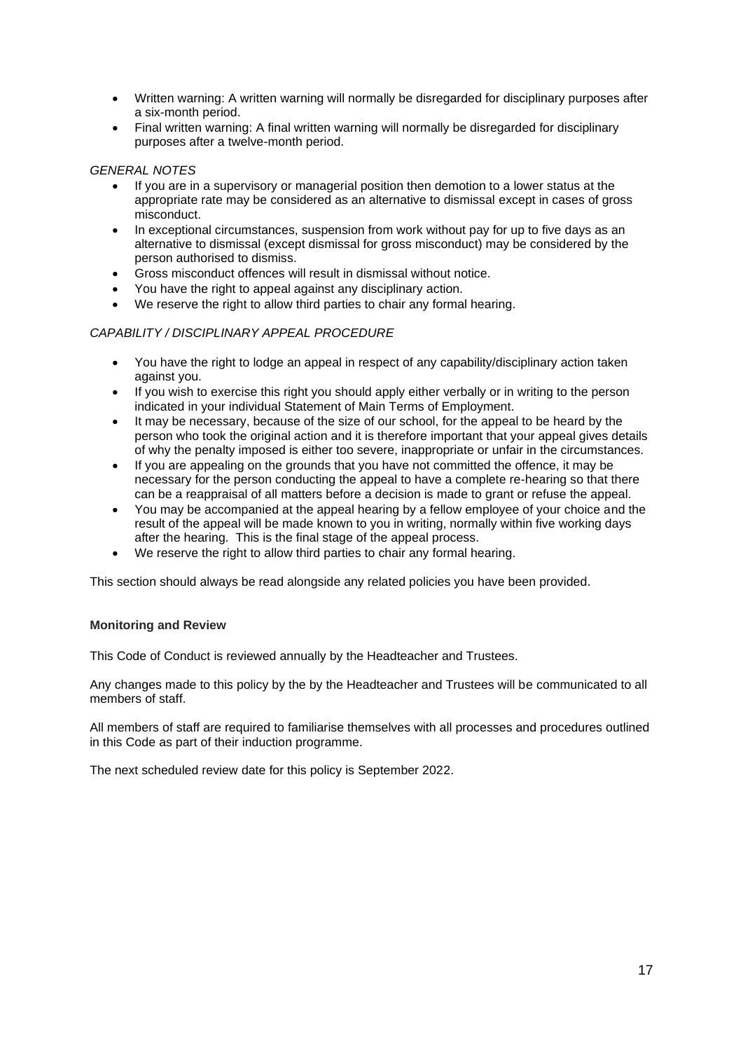- Written warning: A written warning will normally be disregarded for disciplinary purposes after a six-month period.
- Final written warning: A final written warning will normally be disregarded for disciplinary purposes after a twelve-month period.

*GENERAL NOTES*

- If you are in a supervisory or managerial position then demotion to a lower status at the appropriate rate may be considered as an alternative to dismissal except in cases of gross misconduct.
- In exceptional circumstances, suspension from work without pay for up to five days as an alternative to dismissal (except dismissal for gross misconduct) may be considered by the person authorised to dismiss.
- Gross misconduct offences will result in dismissal without notice.
- You have the right to appeal against any disciplinary action.
- We reserve the right to allow third parties to chair any formal hearing.

*CAPABILITY / DISCIPLINARY APPEAL PROCEDURE*

- You have the right to lodge an appeal in respect of any capability/disciplinary action taken against you.
- If you wish to exercise this right you should apply either verbally or in writing to the person indicated in your individual Statement of Main Terms of Employment.
- It may be necessary, because of the size of our school, for the appeal to be heard by the person who took the original action and it is therefore important that your appeal gives details of why the penalty imposed is either too severe, inappropriate or unfair in the circumstances.
- If you are appealing on the grounds that you have not committed the offence, it may be necessary for the person conducting the appeal to have a complete re-hearing so that there can be a reappraisal of all matters before a decision is made to grant or refuse the appeal.
- You may be accompanied at the appeal hearing by a fellow employee of your choice and the result of the appeal will be made known to you in writing, normally within five working days after the hearing. This is the final stage of the appeal process.
- We reserve the right to allow third parties to chair any formal hearing.

This section should always be read alongside any related policies you have been provided.

**Monitoring and Review**

This Code of Conduct is reviewed annually by the Headteacher and Trustees.

Any changes made to this policy by the by the Headteacher and Trustees will be communicated to all members of staff.

All members of staff are required to familiarise themselves with all processes and procedures outlined in this Code as part of their induction programme.

The next scheduled review date for this policy is September 2022.